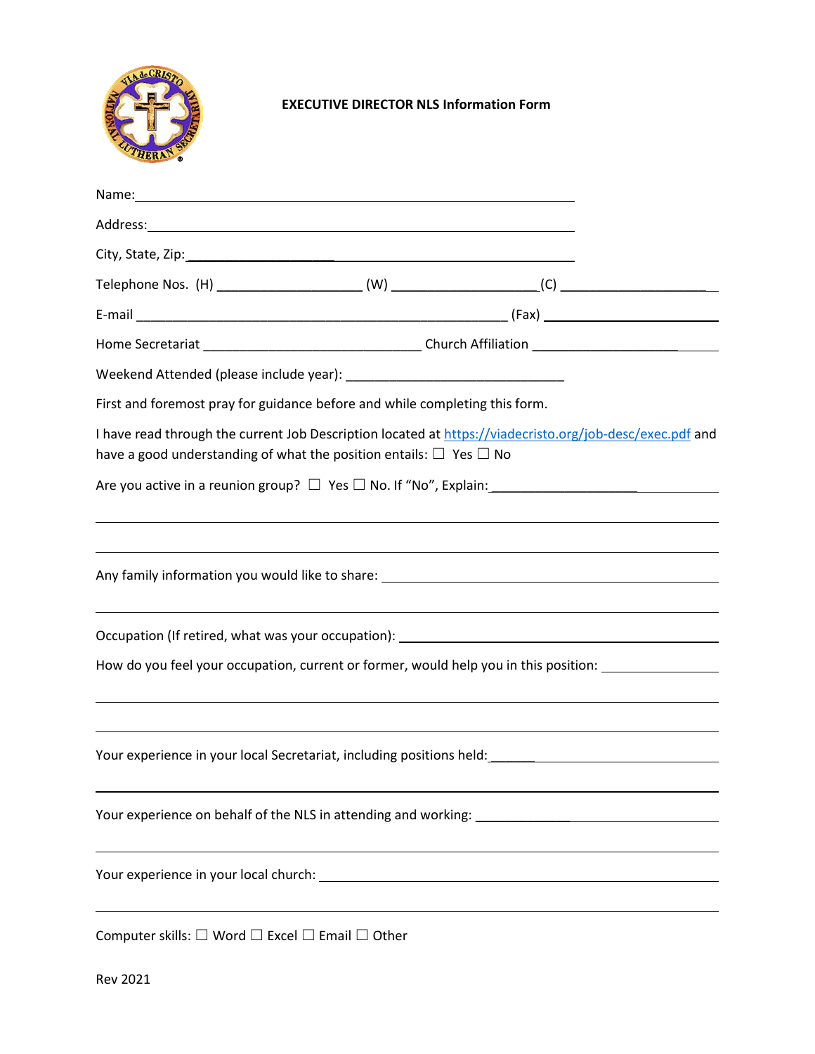**EXECUTIVE DIRECTOR NLS Information Form**

Name: ____________________________________________

Address: ____________________________________________

City, State, Zip: ____________________________________________

Telephone Nos. (H) ____________________ (W) ____________________ (C) ____________________

E-mail ____________________________________________ (Fax) ____________________

Home Secretariat ____________________________ Church Affiliation ____________________

Weekend Attended (please include year): ____________________________

First and foremost pray for guidance before while completing this form.

I have read through the current Job Description located at [https://viadecristo.org/job-desc/exec.pdf](https://viadecristo.org/job-desc/exec.pdf) and have a good understanding of what the position entails: ☐ Yes ☐ No

Are you active in a reunion group? ☐ Yes ☐ No. If "No", Explain: ____________________

____________________________________________

____________________________________________

Any family information you would like to share: ____________________________________________

____________________________________________

Occupation (If retired, what was your occupation): ____________________________________________

How do you feel your occupation, current or former, would help you in this position: ____________________

____________________________________________

____________________________________________

Your experience in your local Secretariat, including positions held: ____________________

____________________________________________

Your experience on behalf of the NLS in attending and working: ____________________

____________________________________________

Your experience in your local church: ____________________________________________

____________________________________________

Computer skills: ☐ Word ☐ Excel ☐ Email ☐ Other

Rev 2021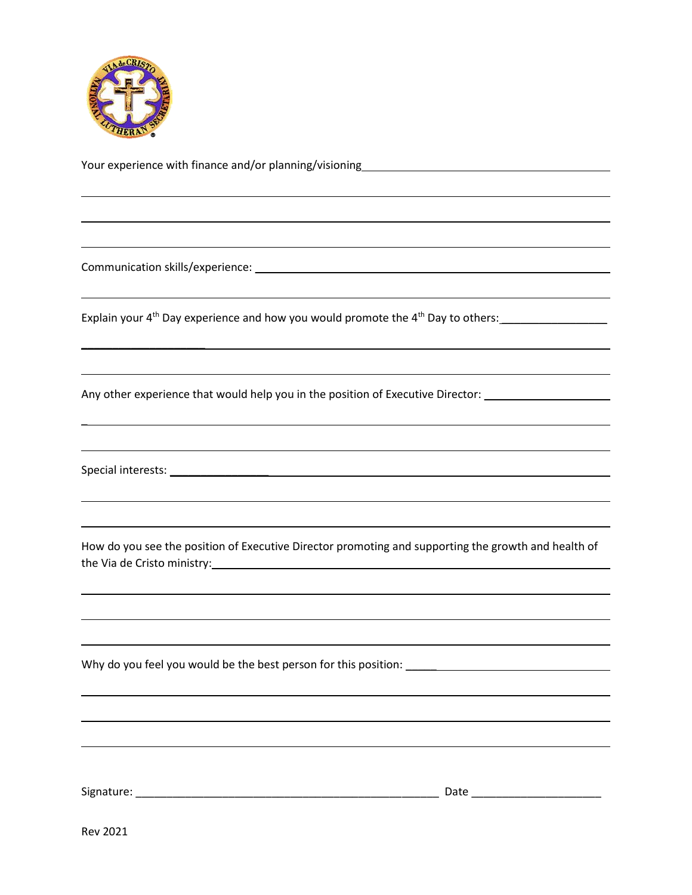Your experience with finance and/or planning/visioning

Communication skills/experience:

Explain your 4th Day experience and how you would promote the 4th Day to others:

Any other experience that would help you in the position of Executive Director:

Special interests:

How do you see the position of Executive Director promoting and supporting the growth and health of the Via de Cristo ministry:

Why do you feel you would be the best person for this position:

Signature: ______________________________ Date ____________________

Rev 2021